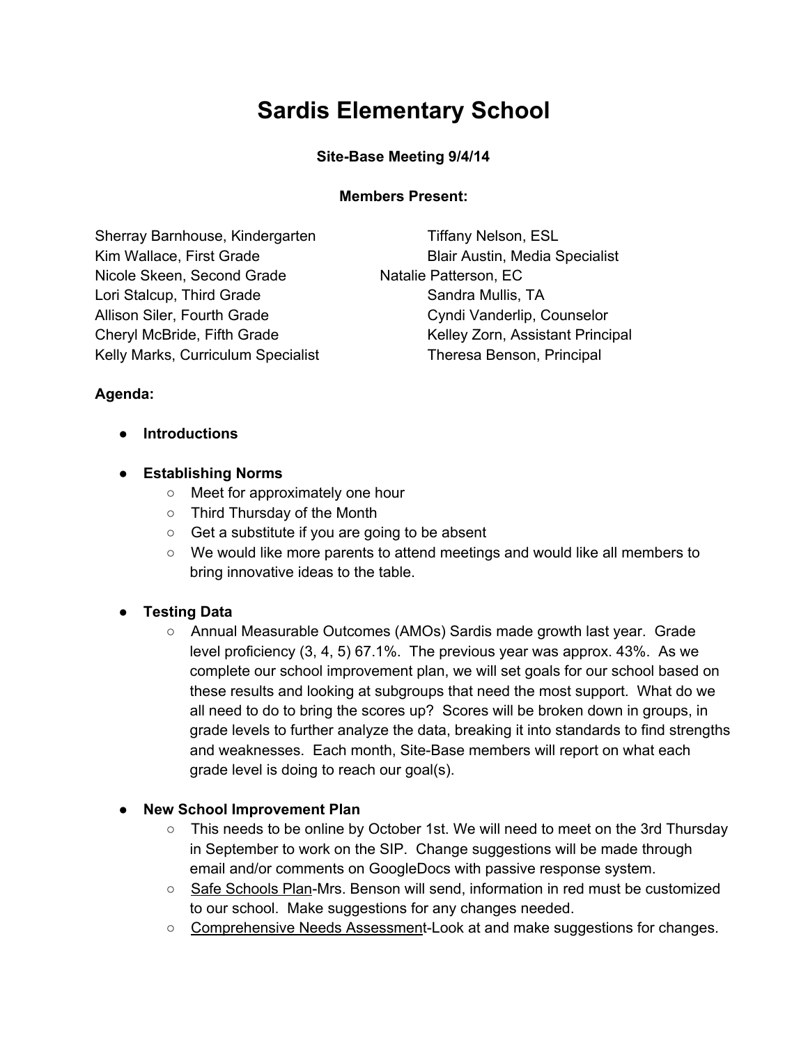# Sardis Elementary School

**Site-Base Meeting 9/4/14**

**Members Present:**

Sherray Barnhouse, Kindergarten
Kim Wallace, First Grade
Nicole Skeen, Second Grade
Lori Stalcup, Third Grade
Allison Siler, Fourth Grade
Cheryl McBride, Fifth Grade
Kelly Marks, Curriculum Specialist
Tiffany Nelson, ESL
Blair Austin, Media Specialist
Natalie Patterson, EC
Sandra Mullis, TA
Cyndi Vanderlip, Counselor
Kelley Zorn, Assistant Principal
Theresa Benson, Principal

**Agenda:**

- **Introductions**

- **Establishing Norms**
  - Meet for approximately one hour
  - Third Thursday of the Month
  - Get a substitute if you are going to be absent
  - We would like more parents to attend meetings and would like all members to bring innovative ideas to the table.

- **Testing Data**
  - Annual Measurable Outcomes (AMOs) Sardis made growth last year. Grade level proficiency (3, 4, 5) 67.1%. The previous year was approx. 43%. As we complete our school improvement plan, we will set goals for our school based on these results and looking at subgroups that need the most support. What do we all need to do to bring the scores up? Scores will be broken down in groups, in grade levels to further analyze the data, breaking it into standards to find strengths and weaknesses. Each month, Site-Base members will report on what each grade level is doing to reach our goal(s).

- **New School Improvement Plan**
  - This needs to be online by October 1st. We will need to meet on the 3rd Thursday in September to work on the SIP. Change suggestions will be made through email and/or comments on GoogleDocs with passive response system.
  - Safe Schools Plan-Mrs. Benson will send, information in red must be customized to our school. Make suggestions for any changes needed.
  - Comprehensive Needs Assessment-Look at and make suggestions for changes.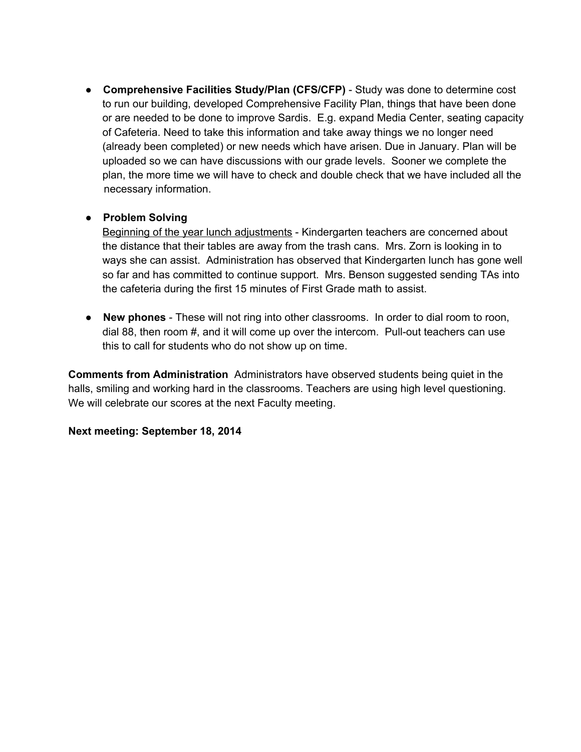- **Comprehensive Facilities Study/Plan (CFS/CFP)** - Study was done to determine cost to run our building, developed Comprehensive Facility Plan, things that have been done or are needed to be done to improve Sardis. E.g. expand Media Center, seating capacity of Cafeteria. Need to take this information and take away things we no longer need (already been completed) or new needs which have arisen. Due in January. Plan will be uploaded so we can have discussions with our grade levels. Sooner we complete the plan, the more time we will have to check and double check that we have included all the necessary information.

- **Problem Solving**
  <u>Beginning of the year lunch adjustments</u> - Kindergarten teachers are concerned about the distance that their tables are away from the trash cans. Mrs. Zorn is looking in to ways she can assist. Administration has observed that Kindergarten lunch has gone well so far and has committed to continue support. Mrs. Benson suggested sending TAs into the cafeteria during the first 15 minutes of First Grade math to assist.

- **New phones** - These will not ring into other classrooms. In order to dial room to roon, dial 88, then room #, and it will come up over the intercom. Pull-out teachers can use this to call for students who do not show up on time.

**Comments from Administration** Administrators have observed students being quiet in the halls, smiling and working hard in the classrooms. Teachers are using high level questioning. We will celebrate our scores at the next Faculty meeting.

**Next meeting: September 18, 2014**